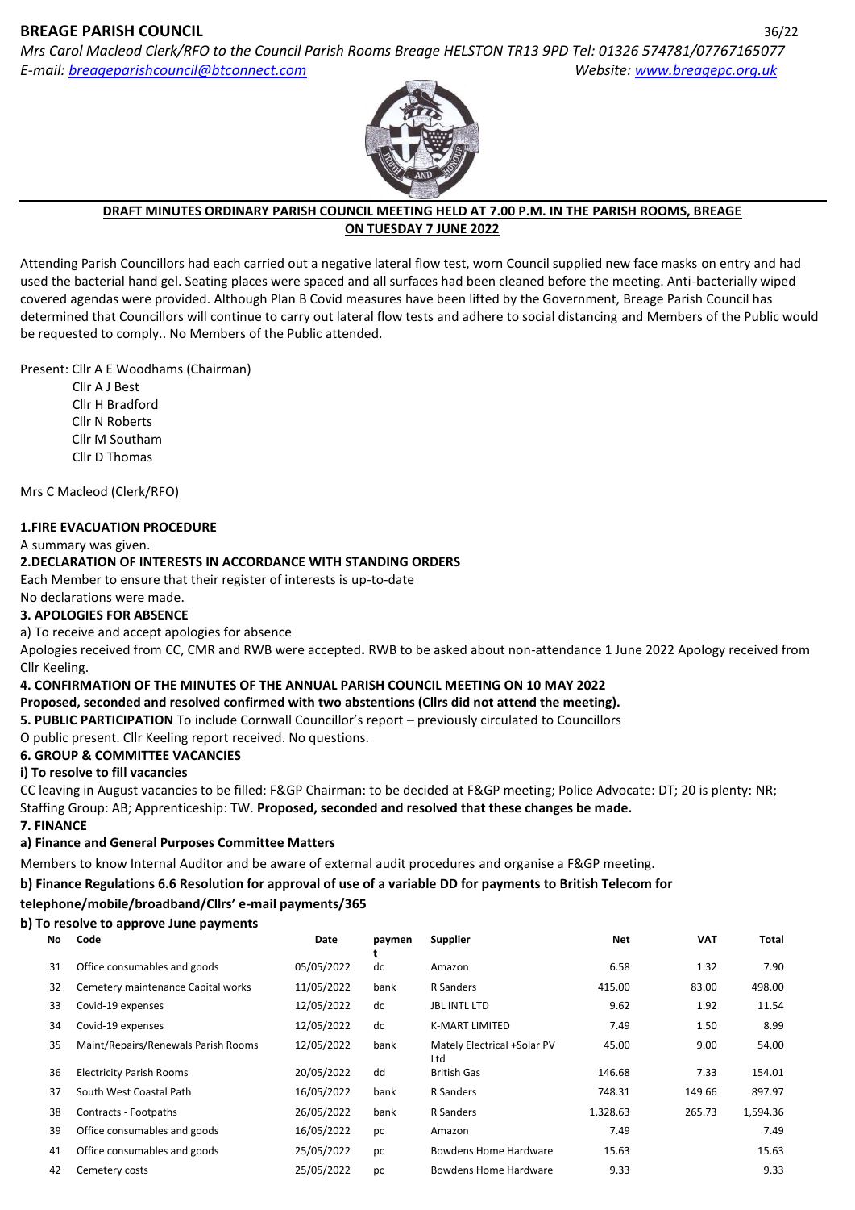**BREAGE PARISH COUNCIL**

*Mrs Carol Macleod Clerk/RFO to the Council Parish Rooms Breage HELSTON TR13 9PD Tel: 01326 574781/07767165077*
*E-mail: breageparishcouncil@btconnect.com* *Website: www.breagepc.org.uk*

**DRAFT MINUTES ORDINARY PARISH COUNCIL MEETING HELD AT 7.00 P.M. IN THE PARISH ROOMS, BREAGE ON TUESDAY 7 JUNE 2022**

Attending Parish Councillors had each carried out a negative lateral flow test, worn Council supplied new face masks on entry and had used the bacterial hand gel. Seating places were spaced and all surfaces had been cleaned before the meeting. Anti-bacterially wiped covered agendas were provided. Although Plan B Covid measures have been lifted by the Government, Breage Parish Council has determined that Councillors will continue to carry out lateral flow tests and adhere to social distancing and Members of the Public would be requested to comply.. No Members of the Public attended.

Present: Cllr A E Woodhams (Chairman)
Cllr A J Best
Cllr H Bradford
Cllr N Roberts
Cllr M Southam
Cllr D Thomas

Mrs C Macleod (Clerk/RFO)

**1.FIRE EVACUATION PROCEDURE**

A summary was given.

**2.DECLARATION OF INTERESTS IN ACCORDANCE WITH STANDING ORDERS**

Each Member to ensure that their register of interests is up-to-date
No declarations were made.

**3. APOLOGIES FOR ABSENCE**

a) To receive and accept apologies for absence

Apologies received from CC, CMR and RWB were accepted**.** RWB to be asked about non-attendance 1 June 2022 Apology received from Cllr Keeling.

**4. CONFIRMATION OF THE MINUTES OF THE ANNUAL PARISH COUNCIL MEETING ON 10 MAY 2022**

**Proposed, seconded and resolved confirmed with two abstentions (Cllrs did not attend the meeting).**

**5. PUBLIC PARTICIPATION** To include Cornwall Councillor's report – previously circulated to Councillors

O public present. Cllr Keeling report received. No questions.

**6. GROUP & COMMITTEE VACANCIES**

**i) To resolve to fill vacancies**

CC leaving in August vacancies to be filled: F&GP Chairman: to be decided at F&GP meeting; Police Advocate: DT; 20 is plenty: NR; Staffing Group: AB; Apprenticeship: TW. **Proposed, seconded and resolved that these changes be made.**

**7. FINANCE**

**a) Finance and General Purposes Committee Matters**

Members to know Internal Auditor and be aware of external audit procedures and organise a F&GP meeting.

**b) Finance Regulations 6.6 Resolution for approval of use of a variable DD for payments to British Telecom for telephone/mobile/broadband/Cllrs' e-mail payments/365**

**b) To resolve to approve June payments**

| No | Code | Date | payment | Supplier | Net | VAT | Total |
|---|---|---|---|---|---|---|---|
| 31 | Office consumables and goods | 05/05/2022 | dc | Amazon | 6.58 | 1.32 | 7.90 |
| 32 | Cemetery maintenance Capital works | 11/05/2022 | bank | R Sanders | 415.00 | 83.00 | 498.00 |
| 33 | Covid-19 expenses | 12/05/2022 | dc | JBL INTL LTD | 9.62 | 1.92 | 11.54 |
| 34 | Covid-19 expenses | 12/05/2022 | dc | K-MART LIMITED | 7.49 | 1.50 | 8.99 |
| 35 | Maint/Repairs/Renewals Parish Rooms | 12/05/2022 | bank | Mately Electrical +Solar PV Ltd | 45.00 | 9.00 | 54.00 |
| 36 | Electricity Parish Rooms | 20/05/2022 | dd | British Gas | 146.68 | 7.33 | 154.01 |
| 37 | South West Coastal Path | 16/05/2022 | bank | R Sanders | 748.31 | 149.66 | 897.97 |
| 38 | Contracts - Footpaths | 26/05/2022 | bank | R Sanders | 1,328.63 | 265.73 | 1,594.36 |
| 39 | Office consumables and goods | 16/05/2022 | pc | Amazon | 7.49 | | 7.49 |
| 41 | Office consumables and goods | 25/05/2022 | pc | Bowdens Home Hardware | 15.63 | | 15.63 |
| 42 | Cemetery costs | 25/05/2022 | pc | Bowdens Home Hardware | 9.33 | | 9.33 |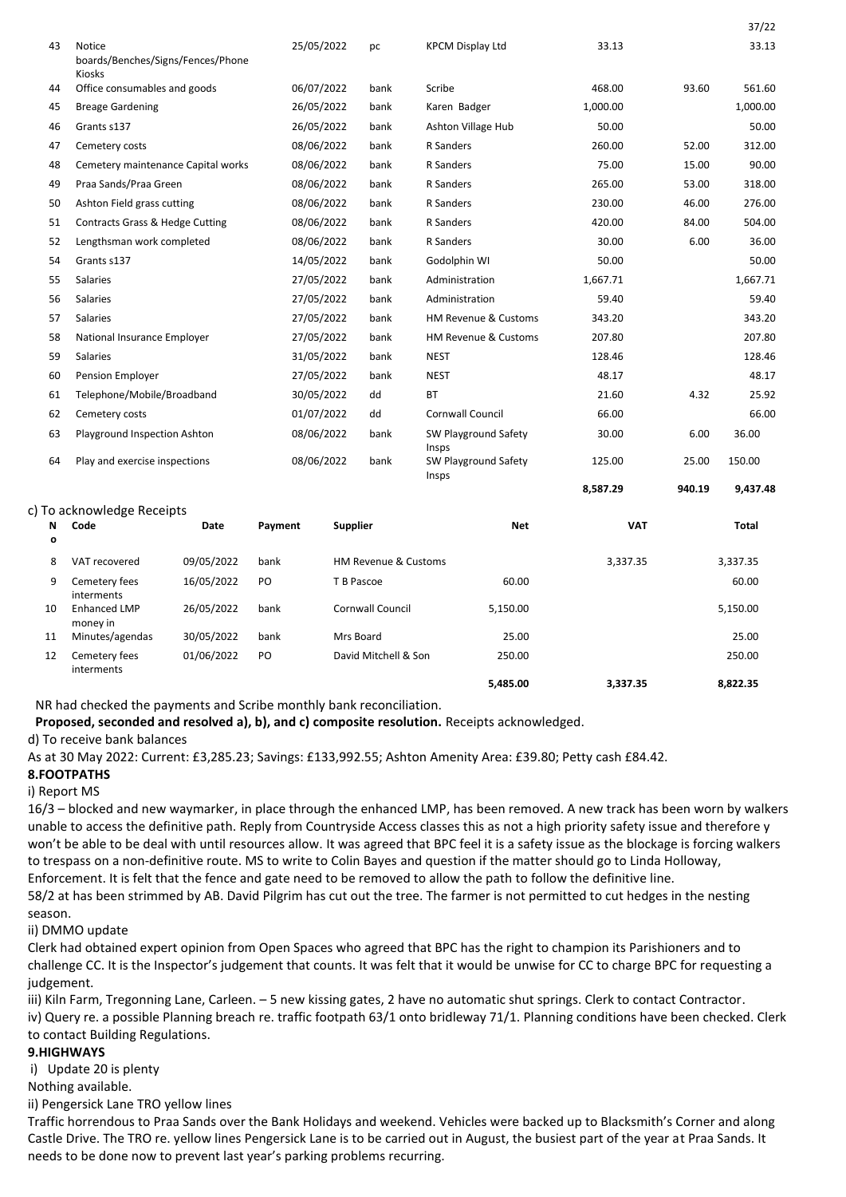| | | | | | | | |
|---|---|---|---|---|---|---|---|
| 43 | Notice boards/Benches/Signs/Fences/Phone Kiosks | 25/05/2022 | pc | KPCM Display Ltd | 33.13 | | 33.13 |
| 44 | Office consumables and goods | 06/07/2022 | bank | Scribe | 468.00 | 93.60 | 561.60 |
| 45 | Breage Gardening | 26/05/2022 | bank | Karen Badger | 1,000.00 | | 1,000.00 |
| 46 | Grants s137 | 26/05/2022 | bank | Ashton Village Hub | 50.00 | | 50.00 |
| 47 | Cemetery costs | 08/06/2022 | bank | R Sanders | 260.00 | 52.00 | 312.00 |
| 48 | Cemetery maintenance Capital works | 08/06/2022 | bank | R Sanders | 75.00 | 15.00 | 90.00 |
| 49 | Praa Sands/Praa Green | 08/06/2022 | bank | R Sanders | 265.00 | 53.00 | 318.00 |
| 50 | Ashton Field grass cutting | 08/06/2022 | bank | R Sanders | 230.00 | 46.00 | 276.00 |
| 51 | Contracts Grass & Hedge Cutting | 08/06/2022 | bank | R Sanders | 420.00 | 84.00 | 504.00 |
| 52 | Lengthsman work completed | 08/06/2022 | bank | R Sanders | 30.00 | 6.00 | 36.00 |
| 54 | Grants s137 | 14/05/2022 | bank | Godolphin WI | 50.00 | | 50.00 |
| 55 | Salaries | 27/05/2022 | bank | Administration | 1,667.71 | | 1,667.71 |
| 56 | Salaries | 27/05/2022 | bank | Administration | 59.40 | | 59.40 |
| 57 | Salaries | 27/05/2022 | bank | HM Revenue & Customs | 343.20 | | 343.20 |
| 58 | National Insurance Employer | 27/05/2022 | bank | HM Revenue & Customs | 207.80 | | 207.80 |
| 59 | Salaries | 31/05/2022 | bank | NEST | 128.46 | | 128.46 |
| 60 | Pension Employer | 27/05/2022 | bank | NEST | 48.17 | | 48.17 |
| 61 | Telephone/Mobile/Broadband | 30/05/2022 | dd | BT | 21.60 | 4.32 | 25.92 |
| 62 | Cemetery costs | 01/07/2022 | dd | Cornwall Council | 66.00 | | 66.00 |
| 63 | Playground Inspection Ashton | 08/06/2022 | bank | SW Playground Safety Insps | 30.00 | 6.00 | 36.00 |
| 64 | Play and exercise inspections | 08/06/2022 | bank | SW Playground Safety Insps | 125.00 | 25.00 | 150.00 |
| | | | | | **8,587.29** | **940.19** | **9,437.48** |

c) To acknowledge Receipts

| No | Code | Date | Payment | Supplier | Net | VAT | Total |
|---|---|---|---|---|---|---|---|
| 8 | VAT recovered | 09/05/2022 | bank | HM Revenue & Customs | | 3,337.35 | 3,337.35 |
| 9 | Cemetery fees interments | 16/05/2022 | PO | T B Pascoe | 60.00 | | 60.00 |
| 10 | Enhanced LMP money in | 26/05/2022 | bank | Cornwall Council | 5,150.00 | | 5,150.00 |
| 11 | Minutes/agendas | 30/05/2022 | bank | Mrs Board | 25.00 | | 25.00 |
| 12 | Cemetery fees interments | 01/06/2022 | PO | David Mitchell & Son | 250.00 | | 250.00 |
| | | | | | **5,485.00** | **3,337.35** | **8,822.35** |

NR had checked the payments and Scribe monthly bank reconciliation.

**Proposed, seconded and resolved a), b), and c) composite resolution.** Receipts acknowledged.

d) To receive bank balances

As at 30 May 2022: Current: £3,285.23; Savings: £133,992.55; Ashton Amenity Area: £39.80; Petty cash £84.42.

**8.FOOTPATHS**

i) Report MS

16/3 – blocked and new waymarker, in place through the enhanced LMP, has been removed. A new track has been worn by walkers unable to access the definitive path. Reply from Countryside Access classes this as not a high priority safety issue and therefore y won't be able to be deal with until resources allow. It was agreed that BPC feel it is a safety issue as the blockage is forcing walkers to trespass on a non-definitive route. MS to write to Colin Bayes and question if the matter should go to Linda Holloway, Enforcement. It is felt that the fence and gate need to be removed to allow the path to follow the definitive line.

58/2 at has been strimmed by AB. David Pilgrim has cut out the tree. The farmer is not permitted to cut hedges in the nesting season.

ii) DMMO update

Clerk had obtained expert opinion from Open Spaces who agreed that BPC has the right to champion its Parishioners and to challenge CC. It is the Inspector's judgement that counts. It was felt that it would be unwise for CC to charge BPC for requesting a judgement.

iii) Kiln Farm, Tregonning Lane, Carleen. – 5 new kissing gates, 2 have no automatic shut springs. Clerk to contact Contractor.

iv) Query re. a possible Planning breach re. traffic footpath 63/1 onto bridleway 71/1. Planning conditions have been checked. Clerk to contact Building Regulations.

**9.HIGHWAYS**

i) Update 20 is plenty

Nothing available.

ii) Pengersick Lane TRO yellow lines

Traffic horrendous to Praa Sands over the Bank Holidays and weekend. Vehicles were backed up to Blacksmith's Corner and along Castle Drive. The TRO re. yellow lines Pengersick Lane is to be carried out in August, the busiest part of the year at Praa Sands. It needs to be done now to prevent last year's parking problems recurring.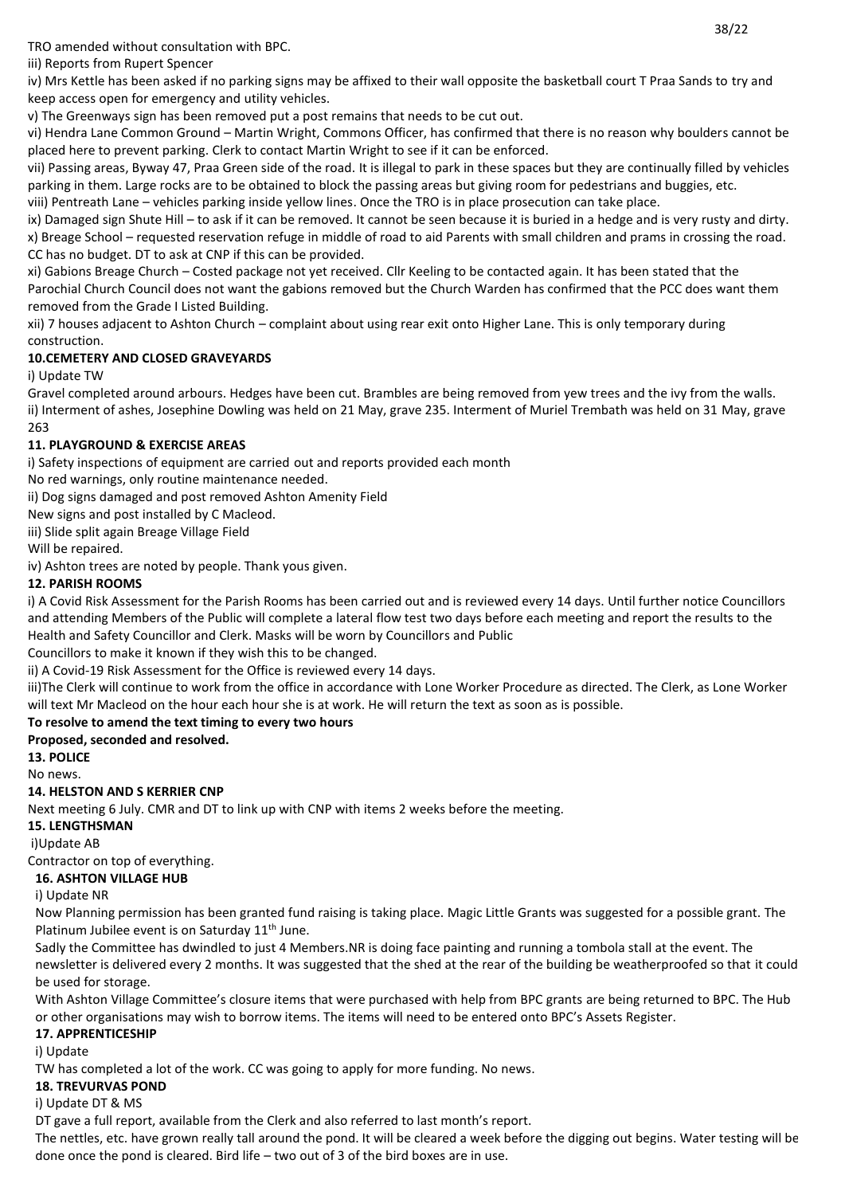TRO amended without consultation with BPC.

iii) Reports from Rupert Spencer

iv) Mrs Kettle has been asked if no parking signs may be affixed to their wall opposite the basketball court T Praa Sands to try and keep access open for emergency and utility vehicles.

v) The Greenways sign has been removed put a post remains that needs to be cut out.

vi) Hendra Lane Common Ground – Martin Wright, Commons Officer, has confirmed that there is no reason why boulders cannot be placed here to prevent parking. Clerk to contact Martin Wright to see if it can be enforced.

vii) Passing areas, Byway 47, Praa Green side of the road. It is illegal to park in these spaces but they are continually filled by vehicles parking in them. Large rocks are to be obtained to block the passing areas but giving room for pedestrians and buggies, etc.

viii) Pentreath Lane – vehicles parking inside yellow lines. Once the TRO is in place prosecution can take place.

ix) Damaged sign Shute Hill – to ask if it can be removed. It cannot be seen because it is buried in a hedge and is very rusty and dirty.

x) Breage School – requested reservation refuge in middle of road to aid Parents with small children and prams in crossing the road. CC has no budget. DT to ask at CNP if this can be provided.

xi) Gabions Breage Church – Costed package not yet received. Cllr Keeling to be contacted again. It has been stated that the Parochial Church Council does not want the gabions removed but the Church Warden has confirmed that the PCC does want them removed from the Grade I Listed Building.

xii) 7 houses adjacent to Ashton Church – complaint about using rear exit onto Higher Lane. This is only temporary during construction.

**10.CEMETERY AND CLOSED GRAVEYARDS**

i) Update TW

Gravel completed around arbours. Hedges have been cut. Brambles are being removed from yew trees and the ivy from the walls.

ii) Interment of ashes, Josephine Dowling was held on 21 May, grave 235. Interment of Muriel Trembath was held on 31 May, grave 263

**11. PLAYGROUND & EXERCISE AREAS**

i) Safety inspections of equipment are carried out and reports provided each month

No red warnings, only routine maintenance needed.

ii) Dog signs damaged and post removed Ashton Amenity Field

New signs and post installed by C Macleod.

iii) Slide split again Breage Village Field

Will be repaired.

iv) Ashton trees are noted by people. Thank yous given.

**12. PARISH ROOMS**

i) A Covid Risk Assessment for the Parish Rooms has been carried out and is reviewed every 14 days. Until further notice Councillors and attending Members of the Public will complete a lateral flow test two days before each meeting and report the results to the Health and Safety Councillor and Clerk. Masks will be worn by Councillors and Public

Councillors to make it known if they wish this to be changed.

ii) A Covid-19 Risk Assessment for the Office is reviewed every 14 days.

iii)The Clerk will continue to work from the office in accordance with Lone Worker Procedure as directed. The Clerk, as Lone Worker will text Mr Macleod on the hour each hour she is at work. He will return the text as soon as is possible.

**To resolve to amend the text timing to every two hours**

**Proposed, seconded and resolved.**

**13. POLICE**

No news.

**14. HELSTON AND S KERRIER CNP**

Next meeting 6 July. CMR and DT to link up with CNP with items 2 weeks before the meeting.

**15. LENGTHSMAN**

i)Update AB

Contractor on top of everything.

**16. ASHTON VILLAGE HUB**

i) Update NR

Now Planning permission has been granted fund raising is taking place. Magic Little Grants was suggested for a possible grant. The Platinum Jubilee event is on Saturday 11th June.

Sadly the Committee has dwindled to just 4 Members.NR is doing face painting and running a tombola stall at the event. The newsletter is delivered every 2 months. It was suggested that the shed at the rear of the building be weatherproofed so that it could be used for storage.

With Ashton Village Committee's closure items that were purchased with help from BPC grants are being returned to BPC. The Hub or other organisations may wish to borrow items. The items will need to be entered onto BPC's Assets Register.

**17. APPRENTICESHIP**

i) Update

TW has completed a lot of the work. CC was going to apply for more funding. No news.

**18. TREVURVAS POND**

i) Update DT & MS

DT gave a full report, available from the Clerk and also referred to last month's report.

The nettles, etc. have grown really tall around the pond. It will be cleared a week before the digging out begins. Water testing will be done once the pond is cleared. Bird life – two out of 3 of the bird boxes are in use.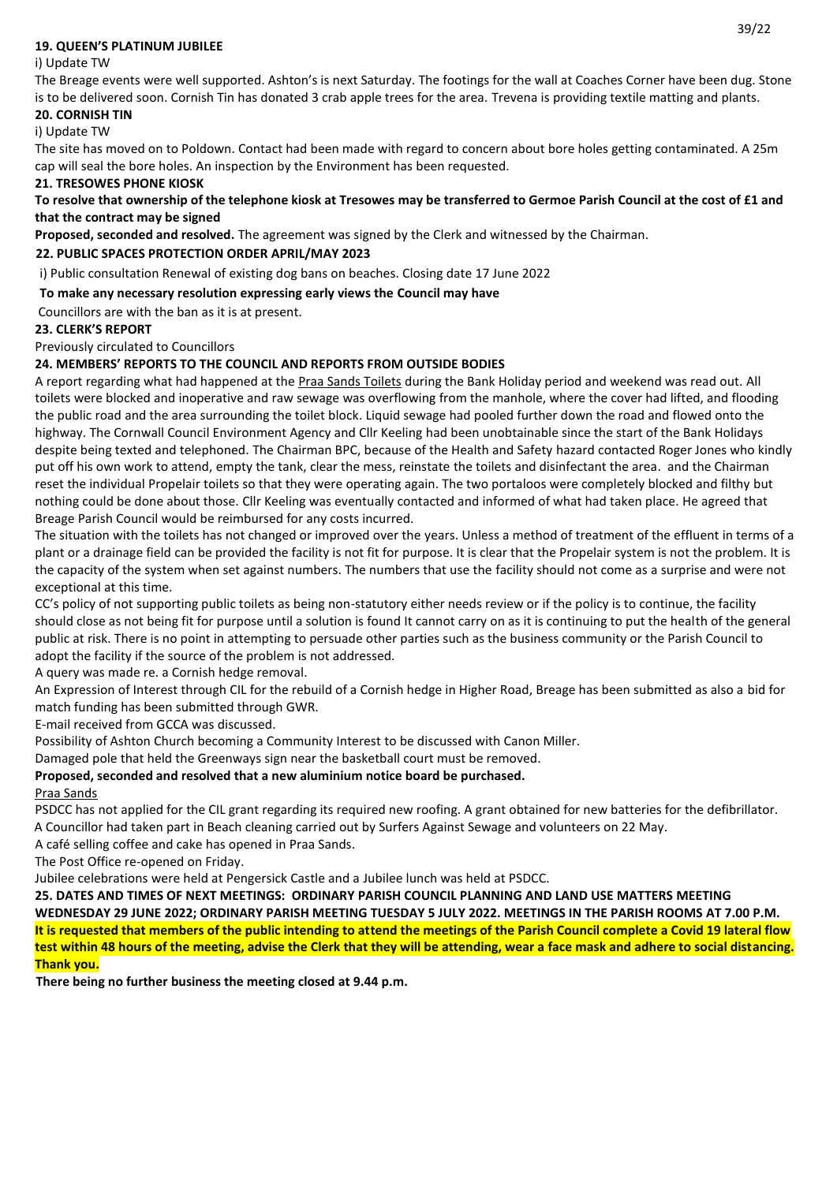**19. QUEEN'S PLATINUM JUBILEE**

i) Update TW

The Breage events were well supported. Ashton's is next Saturday. The footings for the wall at Coaches Corner have been dug. Stone is to be delivered soon. Cornish Tin has donated 3 crab apple trees for the area. Trevena is providing textile matting and plants.

**20. CORNISH TIN**

i) Update TW

The site has moved on to Poldown. Contact had been made with regard to concern about bore holes getting contaminated. A 25m cap will seal the bore holes. An inspection by the Environment has been requested.

**21. TRESOWES PHONE KIOSK**

**To resolve that ownership of the telephone kiosk at Tresowes may be transferred to Germoe Parish Council at the cost of £1 and that the contract may be signed**

**Proposed, seconded and resolved.** The agreement was signed by the Clerk and witnessed by the Chairman.

**22. PUBLIC SPACES PROTECTION ORDER APRIL/MAY 2023**

i) Public consultation Renewal of existing dog bans on beaches. Closing date 17 June 2022

**To make any necessary resolution expressing early views the Council may have**

Councillors are with the ban as it is at present.

**23. CLERK'S REPORT**

Previously circulated to Councillors

**24. MEMBERS' REPORTS TO THE COUNCIL AND REPORTS FROM OUTSIDE BODIES**

A report regarding what had happened at the Praa Sands Toilets during the Bank Holiday period and weekend was read out. All toilets were blocked and inoperative and raw sewage was overflowing from the manhole, where the cover had lifted, and flooding the public road and the area surrounding the toilet block. Liquid sewage had pooled further down the road and flowed onto the highway. The Cornwall Council Environment Agency and Cllr Keeling had been unobtainable since the start of the Bank Holidays despite being texted and telephoned. The Chairman BPC, because of the Health and Safety hazard contacted Roger Jones who kindly put off his own work to attend, empty the tank, clear the mess, reinstate the toilets and disinfectant the area. and the Chairman reset the individual Propelair toilets so that they were operating again. The two portaloos were completely blocked and filthy but nothing could be done about those. Cllr Keeling was eventually contacted and informed of what had taken place. He agreed that Breage Parish Council would be reimbursed for any costs incurred.

The situation with the toilets has not changed or improved over the years. Unless a method of treatment of the effluent in terms of a plant or a drainage field can be provided the facility is not fit for purpose. It is clear that the Propelair system is not the problem. It is the capacity of the system when set against numbers. The numbers that use the facility should not come as a surprise and were not exceptional at this time.

CC's policy of not supporting public toilets as being non-statutory either needs review or if the policy is to continue, the facility should close as not being fit for purpose until a solution is found It cannot carry on as it is continuing to put the health of the general public at risk. There is no point in attempting to persuade other parties such as the business community or the Parish Council to adopt the facility if the source of the problem is not addressed.

A query was made re. a Cornish hedge removal.

An Expression of Interest through CIL for the rebuild of a Cornish hedge in Higher Road, Breage has been submitted as also a bid for match funding has been submitted through GWR.

E-mail received from GCCA was discussed.

Possibility of Ashton Church becoming a Community Interest to be discussed with Canon Miller.

Damaged pole that held the Greenways sign near the basketball court must be removed.

**Proposed, seconded and resolved that a new aluminium notice board be purchased.**

Praa Sands

PSDCC has not applied for the CIL grant regarding its required new roofing. A grant obtained for new batteries for the defibrillator.

A Councillor had taken part in Beach cleaning carried out by Surfers Against Sewage and volunteers on 22 May.

A café selling coffee and cake has opened in Praa Sands.

The Post Office re-opened on Friday.

Jubilee celebrations were held at Pengersick Castle and a Jubilee lunch was held at PSDCC.

**25. DATES AND TIMES OF NEXT MEETINGS: ORDINARY PARISH COUNCIL PLANNING AND LAND USE MATTERS MEETING WEDNESDAY 29 JUNE 2022; ORDINARY PARISH MEETING TUESDAY 5 JULY 2022. MEETINGS IN THE PARISH ROOMS AT 7.00 P.M.**

**It is requested that members of the public intending to attend the meetings of the Parish Council complete a Covid 19 lateral flow test within 48 hours of the meeting, advise the Clerk that they will be attending, wear a face mask and adhere to social distancing. Thank you.**

**There being no further business the meeting closed at 9.44 p.m.**